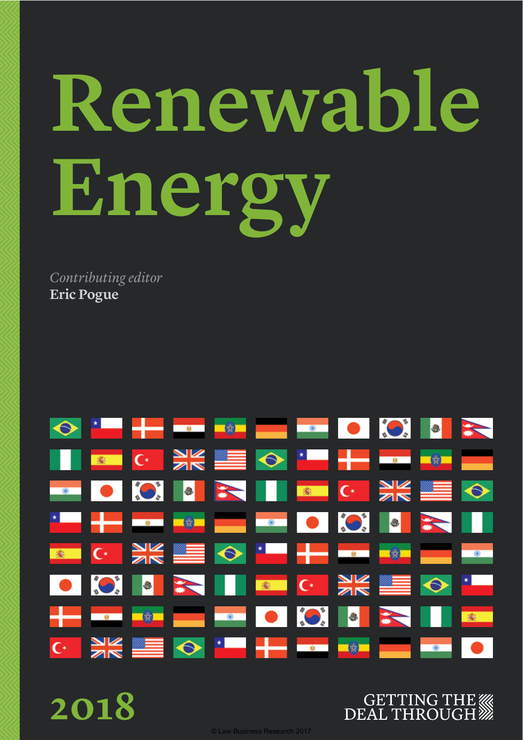# Renewable Energy

*Contributing editor*
**Eric Pogue**

2018

GETTING THE DEAL THROUGH

© Law Business Research 2017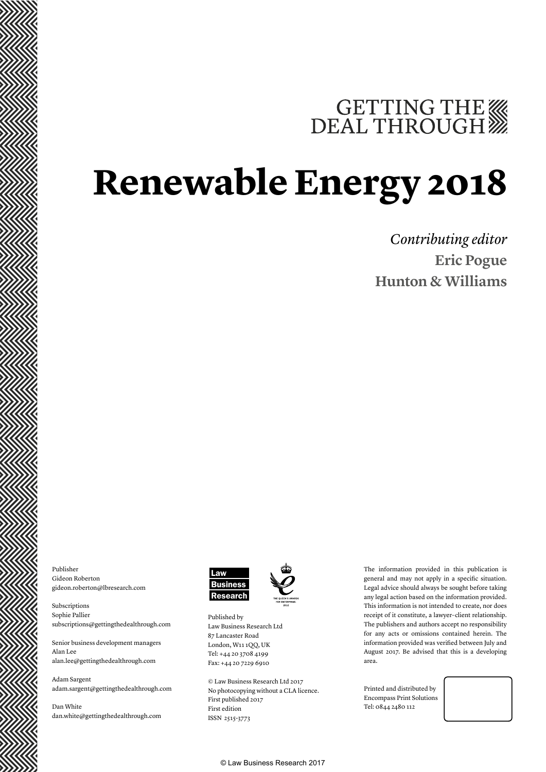GETTING THE DEAL THROUGH

# Renewable Energy 2018

*Contributing editor*
**Eric Pogue**
**Hunton & Williams**

Publisher
Gideon Roberton
gideon.roberton@lbresearch.com

Subscriptions
Sophie Pallier
subscriptions@gettingthedealthrough.com

Senior business development managers
Alan Lee
alan.lee@gettingthedealthrough.com

Adam Sargent
adam.sargent@gettingthedealthrough.com

Dan White
dan.white@gettingthedealthrough.com

Law Business Research

THE QUEEN'S AWARDS FOR ENTERPRISE: 2012

Published by
Law Business Research Ltd
87 Lancaster Road
London, W11 1QQ, UK
Tel: +44 20 3708 4199
Fax: +44 20 7229 6910

© Law Business Research Ltd 2017
No photocopying without a CLA licence.
First published 2017
First edition
ISSN 2515-3773

The information provided in this publication is general and may not apply in a specific situation. Legal advice should always be sought before taking any legal action based on the information provided. This information is not intended to create, nor does receipt of it constitute, a lawyer–client relationship. The publishers and authors accept no responsibility for any acts or omissions contained herein. The information provided was verified between July and August 2017. Be advised that this is a developing area.

Printed and distributed by
Encompass Print Solutions
Tel: 0844 2480 112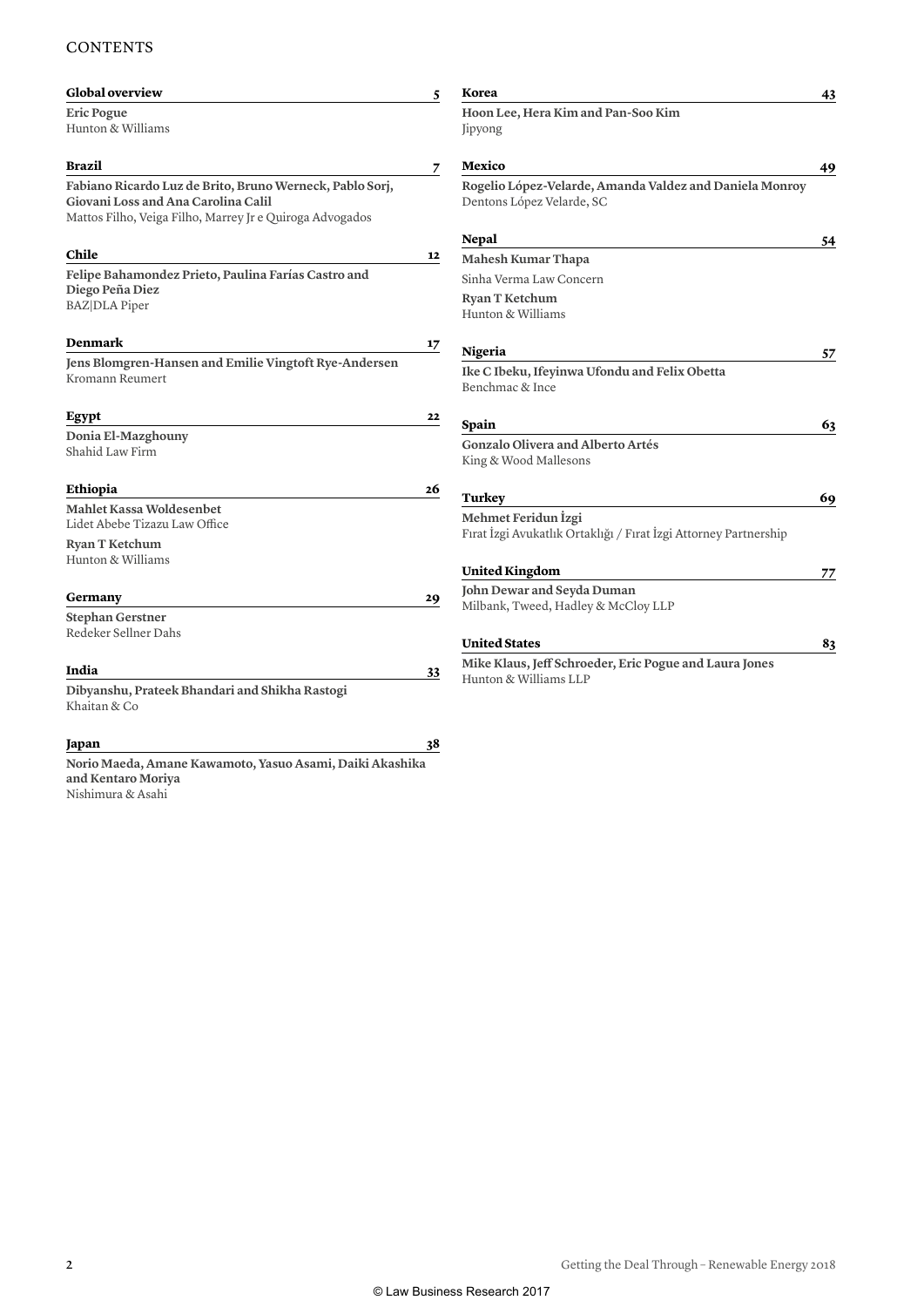# CONTENTS

**Global overview** 5

**Eric Pogue**
Hunton & Williams

**Brazil** 7

**Fabiano Ricardo Luz de Brito, Bruno Werneck, Pablo Sorj, Giovani Loss and Ana Carolina Calil**
Mattos Filho, Veiga Filho, Marrey Jr e Quiroga Advogados

**Chile** 12

**Felipe Bahamondez Prieto, Paulina Farías Castro and Diego Peña Diez**
BAZ|DLA Piper

**Denmark** 17

**Jens Blomgren-Hansen and Emilie Vingtoft Rye-Andersen**
Kromann Reumert

**Egypt** 22

**Donia El-Mazghouny**
Shahid Law Firm

**Ethiopia** 26

**Mahlet Kassa Woldesenbet**
Lidet Abebe Tizazu Law Office

**Ryan T Ketchum**
Hunton & Williams

**Germany** 29

**Stephan Gerstner**
Redeker Sellner Dahs

**India** 33

**Dibyanshu, Prateek Bhandari and Shikha Rastogi**
Khaitan & Co

**Japan** 38

**Norio Maeda, Amane Kawamoto, Yasuo Asami, Daiki Akashika and Kentaro Moriya**
Nishimura & Asahi

**Korea** 43

**Hoon Lee, Hera Kim and Pan-Soo Kim**
Jipyong

**Mexico** 49

**Rogelio López-Velarde, Amanda Valdez and Daniela Monroy**
Dentons López Velarde, SC

**Nepal** 54

**Mahesh Kumar Thapa**
Sinha Verma Law Concern

**Ryan T Ketchum**
Hunton & Williams

**Nigeria** 57

**Ike C Ibeku, Ifeyinwa Ufondu and Felix Obetta**
Benchmac & Ince

**Spain** 63

**Gonzalo Olivera and Alberto Artés**
King & Wood Mallesons

**Turkey** 69

**Mehmet Feridun İzgi**
Fırat İzgi Avukatlık Ortaklığı / Fırat İzgi Attorney Partnership

**United Kingdom** 77

**John Dewar and Seyda Duman**
Milbank, Tweed, Hadley & McCloy LLP

**United States** 83

**Mike Klaus, Jeff Schroeder, Eric Pogue and Laura Jones**
Hunton & Williams LLP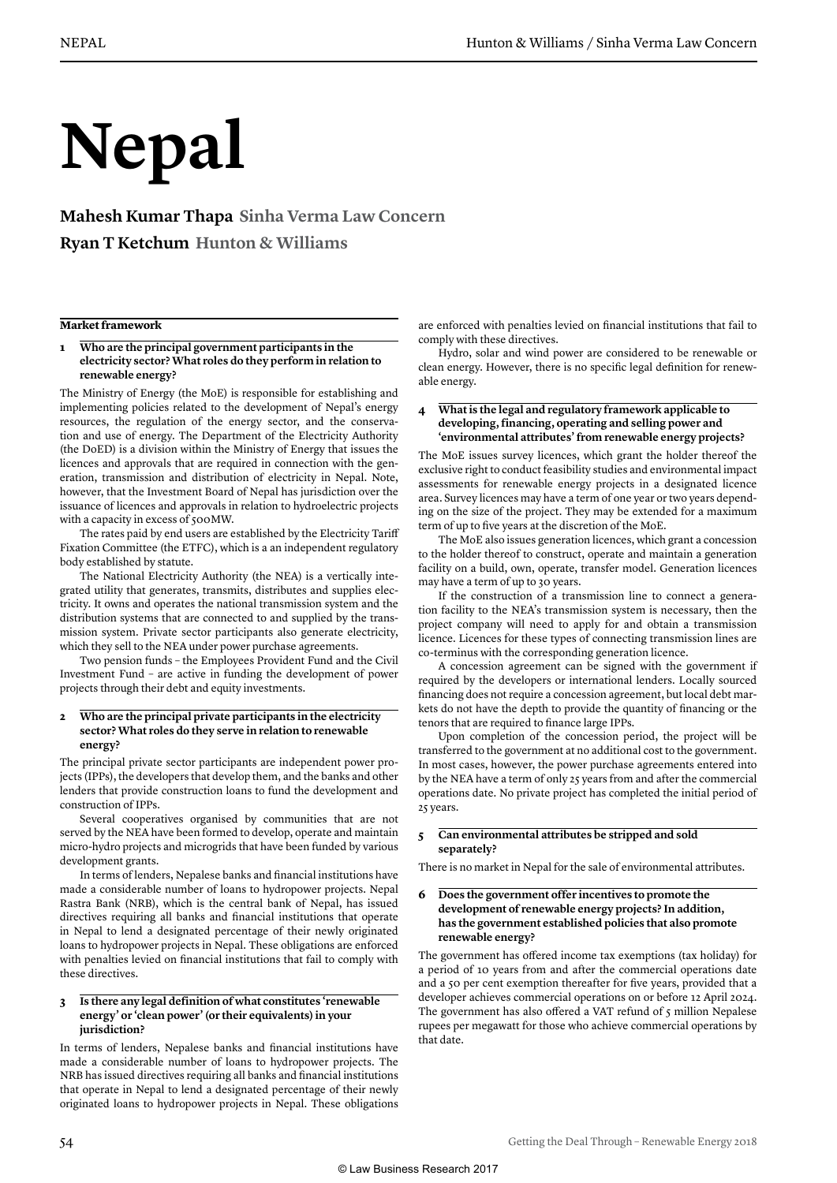# Nepal

**Mahesh Kumar Thapa** Sinha Verma Law Concern

**Ryan T Ketchum** Hunton & Williams

## Market framework

### 1 Who are the principal government participants in the electricity sector? What roles do they perform in relation to renewable energy?

The Ministry of Energy (the MoE) is responsible for establishing and implementing policies related to the development of Nepal's energy resources, the regulation of the energy sector, and the conservation and use of energy. The Department of the Electricity Authority (the DoED) is a division within the Ministry of Energy that issues the licences and approvals that are required in connection with the generation, transmission and distribution of electricity in Nepal. Note, however, that the Investment Board of Nepal has jurisdiction over the issuance of licences and approvals in relation to hydroelectric projects with a capacity in excess of 500MW.

The rates paid by end users are established by the Electricity Tariff Fixation Committee (the ETFC), which is a an independent regulatory body established by statute.

The National Electricity Authority (the NEA) is a vertically integrated utility that generates, transmits, distributes and supplies electricity. It owns and operates the national transmission system and the distribution systems that are connected to and supplied by the transmission system. Private sector participants also generate electricity, which they sell to the NEA under power purchase agreements.

Two pension funds – the Employees Provident Fund and the Civil Investment Fund – are active in funding the development of power projects through their debt and equity investments.

### 2 Who are the principal private participants in the electricity sector? What roles do they serve in relation to renewable energy?

The principal private sector participants are independent power projects (IPPs), the developers that develop them, and the banks and other lenders that provide construction loans to fund the development and construction of IPPs.

Several cooperatives organised by communities that are not served by the NEA have been formed to develop, operate and maintain micro-hydro projects and microgrids that have been funded by various development grants.

In terms of lenders, Nepalese banks and financial institutions have made a considerable number of loans to hydropower projects. Nepal Rastra Bank (NRB), which is the central bank of Nepal, has issued directives requiring all banks and financial institutions that operate in Nepal to lend a designated percentage of their newly originated loans to hydropower projects in Nepal. These obligations are enforced with penalties levied on financial institutions that fail to comply with these directives.

### 3 Is there any legal definition of what constitutes 'renewable energy' or 'clean power' (or their equivalents) in your jurisdiction?

In terms of lenders, Nepalese banks and financial institutions have made a considerable number of loans to hydropower projects. The NRB has issued directives requiring all banks and financial institutions that operate in Nepal to lend a designated percentage of their newly originated loans to hydropower projects in Nepal. These obligations are enforced with penalties levied on financial institutions that fail to comply with these directives.

Hydro, solar and wind power are considered to be renewable or clean energy. However, there is no specific legal definition for renewable energy.

### 4 What is the legal and regulatory framework applicable to developing, financing, operating and selling power and 'environmental attributes' from renewable energy projects?

The MoE issues survey licences, which grant the holder thereof the exclusive right to conduct feasibility studies and environmental impact assessments for renewable energy projects in a designated licence area. Survey licences may have a term of one year or two years depending on the size of the project. They may be extended for a maximum term of up to five years at the discretion of the MoE.

The MoE also issues generation licences, which grant a concession to the holder thereof to construct, operate and maintain a generation facility on a build, own, operate, transfer model. Generation licences may have a term of up to 30 years.

If the construction of a transmission line to connect a generation facility to the NEA's transmission system is necessary, then the project company will need to apply for and obtain a transmission licence. Licences for these types of connecting transmission lines are co-terminus with the corresponding generation licence.

A concession agreement can be signed with the government if required by the developers or international lenders. Locally sourced financing does not require a concession agreement, but local debt markets do not have the depth to provide the quantity of financing or the tenors that are required to finance large IPPs.

Upon completion of the concession period, the project will be transferred to the government at no additional cost to the government. In most cases, however, the power purchase agreements entered into by the NEA have a term of only 25 years from and after the commercial operations date. No private project has completed the initial period of 25 years.

### 5 Can environmental attributes be stripped and sold separately?

There is no market in Nepal for the sale of environmental attributes.

### 6 Does the government offer incentives to promote the development of renewable energy projects? In addition, has the government established policies that also promote renewable energy?

The government has offered income tax exemptions (tax holiday) for a period of 10 years from and after the commercial operations date and a 50 per cent exemption thereafter for five years, provided that a developer achieves commercial operations on or before 12 April 2024. The government has also offered a VAT refund of 5 million Nepalese rupees per megawatt for those who achieve commercial operations by that date.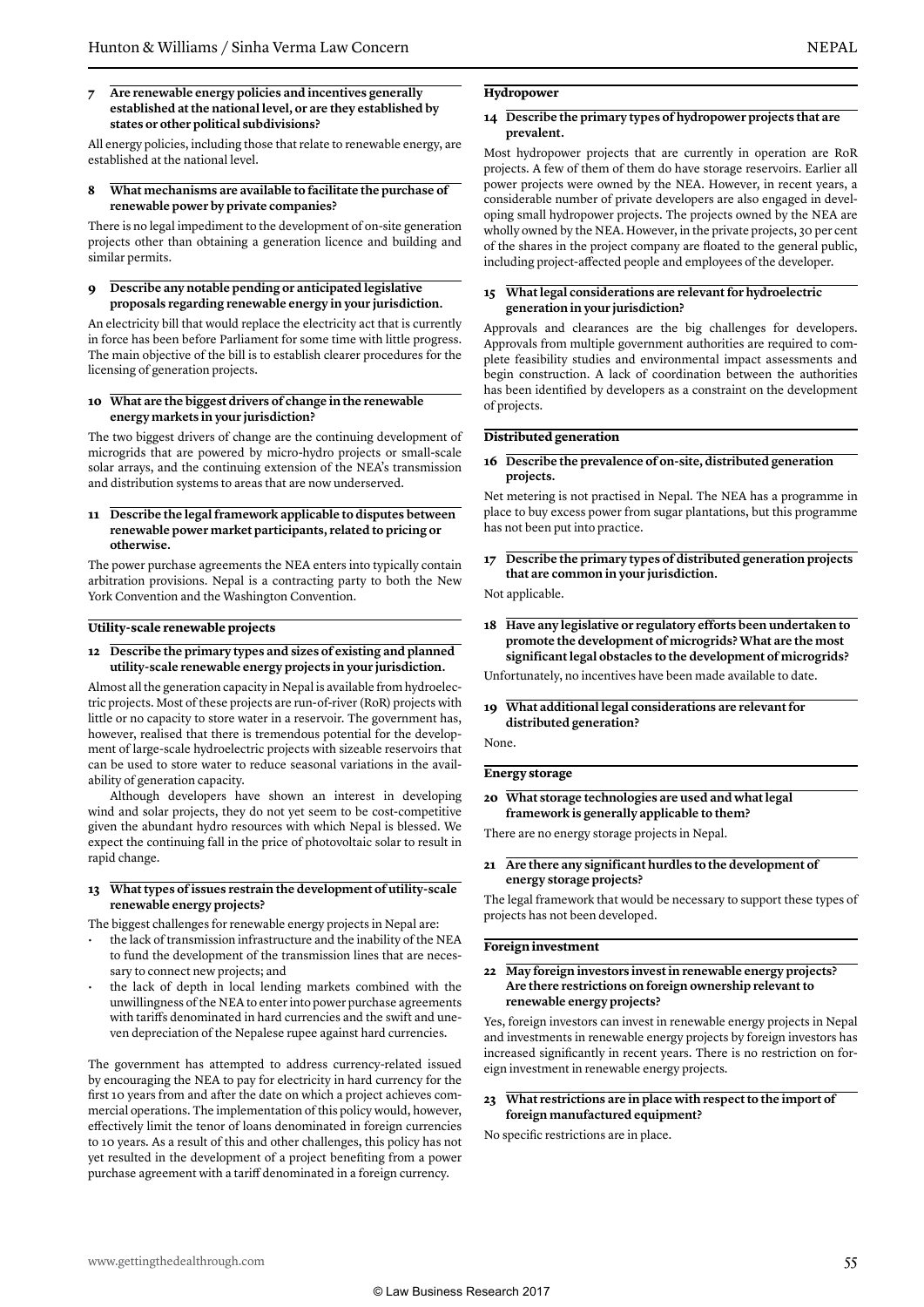**7 Are renewable energy policies and incentives generally established at the national level, or are they established by states or other political subdivisions?**

All energy policies, including those that relate to renewable energy, are established at the national level.

**8 What mechanisms are available to facilitate the purchase of renewable power by private companies?**

There is no legal impediment to the development of on-site generation projects other than obtaining a generation licence and building and similar permits.

**9 Describe any notable pending or anticipated legislative proposals regarding renewable energy in your jurisdiction.**

An electricity bill that would replace the electricity act that is currently in force has been before Parliament for some time with little progress. The main objective of the bill is to establish clearer procedures for the licensing of generation projects.

**10 What are the biggest drivers of change in the renewable energy markets in your jurisdiction?**

The two biggest drivers of change are the continuing development of microgrids that are powered by micro-hydro projects or small-scale solar arrays, and the continuing extension of the NEA's transmission and distribution systems to areas that are now underserved.

**11 Describe the legal framework applicable to disputes between renewable power market participants, related to pricing or otherwise.**

The power purchase agreements the NEA enters into typically contain arbitration provisions. Nepal is a contracting party to both the New York Convention and the Washington Convention.

## Utility-scale renewable projects

**12 Describe the primary types and sizes of existing and planned utility-scale renewable energy projects in your jurisdiction.**

Almost all the generation capacity in Nepal is available from hydroelectric projects. Most of these projects are run-of-river (RoR) projects with little or no capacity to store water in a reservoir. The government has, however, realised that there is tremendous potential for the development of large-scale hydroelectric projects with sizeable reservoirs that can be used to store water to reduce seasonal variations in the availability of generation capacity.

Although developers have shown an interest in developing wind and solar projects, they do not yet seem to be cost-competitive given the abundant hydro resources with which Nepal is blessed. We expect the continuing fall in the price of photovoltaic solar to result in rapid change.

**13 What types of issues restrain the development of utility-scale renewable energy projects?**

The biggest challenges for renewable energy projects in Nepal are:

- the lack of transmission infrastructure and the inability of the NEA to fund the development of the transmission lines that are necessary to connect new projects; and
- the lack of depth in local lending markets combined with the unwillingness of the NEA to enter into power purchase agreements with tariffs denominated in hard currencies and the swift and uneven depreciation of the Nepalese rupee against hard currencies.

The government has attempted to address currency-related issued by encouraging the NEA to pay for electricity in hard currency for the first 10 years from and after the date on which a project achieves commercial operations. The implementation of this policy would, however, effectively limit the tenor of loans denominated in foreign currencies to 10 years. As a result of this and other challenges, this policy has not yet resulted in the development of a project benefiting from a power purchase agreement with a tariff denominated in a foreign currency.

## Hydropower

**14 Describe the primary types of hydropower projects that are prevalent.**

Most hydropower projects that are currently in operation are RoR projects. A few of them of them do have storage reservoirs. Earlier all power projects were owned by the NEA. However, in recent years, a considerable number of private developers are also engaged in developing small hydropower projects. The projects owned by the NEA are wholly owned by the NEA. However, in the private projects, 30 per cent of the shares in the project company are floated to the general public, including project-affected people and employees of the developer.

**15 What legal considerations are relevant for hydroelectric generation in your jurisdiction?**

Approvals and clearances are the big challenges for developers. Approvals from multiple government authorities are required to complete feasibility studies and environmental impact assessments and begin construction. A lack of coordination between the authorities has been identified by developers as a constraint on the development of projects.

## Distributed generation

**16 Describe the prevalence of on-site, distributed generation projects.**

Net metering is not practised in Nepal. The NEA has a programme in place to buy excess power from sugar plantations, but this programme has not been put into practice.

**17 Describe the primary types of distributed generation projects that are common in your jurisdiction.**

Not applicable.

**18 Have any legislative or regulatory efforts been undertaken to promote the development of microgrids? What are the most significant legal obstacles to the development of microgrids?**

Unfortunately, no incentives have been made available to date.

**19 What additional legal considerations are relevant for distributed generation?**

None.

## Energy storage

**20 What storage technologies are used and what legal framework is generally applicable to them?**

There are no energy storage projects in Nepal.

**21 Are there any significant hurdles to the development of energy storage projects?**

The legal framework that would be necessary to support these types of projects has not been developed.

## Foreign investment

**22 May foreign investors invest in renewable energy projects? Are there restrictions on foreign ownership relevant to renewable energy projects?**

Yes, foreign investors can invest in renewable energy projects in Nepal and investments in renewable energy projects by foreign investors has increased significantly in recent years. There is no restriction on foreign investment in renewable energy projects.

**23 What restrictions are in place with respect to the import of foreign manufactured equipment?**

No specific restrictions are in place.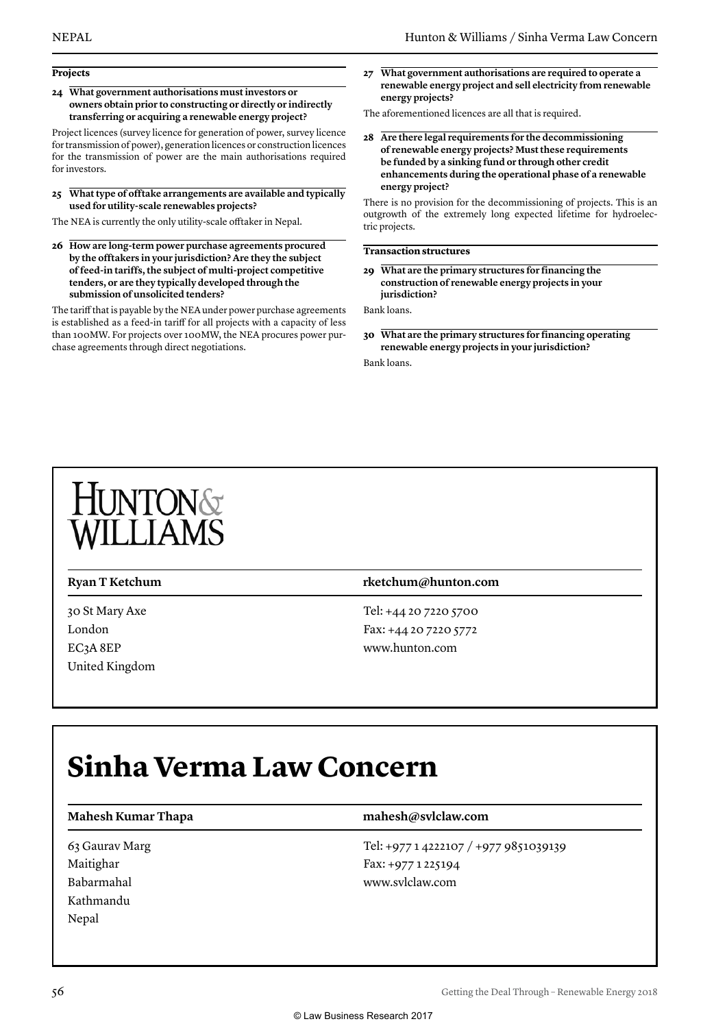### Projects

**24 What government authorisations must investors or owners obtain prior to constructing or directly or indirectly transferring or acquiring a renewable energy project?**

Project licences (survey licence for generation of power, survey licence for transmission of power), generation licences or construction licences for the transmission of power are the main authorisations required for investors.

**25 What type of offtake arrangements are available and typically used for utility-scale renewables projects?**

The NEA is currently the only utility-scale offtaker in Nepal.

**26 How are long-term power purchase agreements procured by the offtakers in your jurisdiction? Are they the subject of feed-in tariffs, the subject of multi-project competitive tenders, or are they typically developed through the submission of unsolicited tenders?**

The tariff that is payable by the NEA under power purchase agreements is established as a feed-in tariff for all projects with a capacity of less than 100MW. For projects over 100MW, the NEA procures power purchase agreements through direct negotiations.

**27 What government authorisations are required to operate a renewable energy project and sell electricity from renewable energy projects?**

The aforementioned licences are all that is required.

**28 Are there legal requirements for the decommissioning of renewable energy projects? Must these requirements be funded by a sinking fund or through other credit enhancements during the operational phase of a renewable energy project?**

There is no provision for the decommissioning of projects. This is an outgrowth of the extremely long expected lifetime for hydroelectric projects.

### Transaction structures

**29 What are the primary structures for financing the construction of renewable energy projects in your jurisdiction?**

Bank loans.

**30 What are the primary structures for financing operating renewable energy projects in your jurisdiction?**

Bank loans.

---

**HUNTON & WILLIAMS**

**Ryan T Ketchum** | **rketchum@hunton.com**

30 St Mary Axe
London
EC3A 8EP
United Kingdom

Tel: +44 20 7220 5700
Fax: +44 20 7220 5772
www.hunton.com

---

# Sinha Verma Law Concern

**Mahesh Kumar Thapa** | **mahesh@svlclaw.com**

63 Gaurav Marg
Maitighar
Babarmahal
Kathmandu
Nepal

Tel: +977 1 4222107 / +977 9851039139
Fax: +977 1 225194
www.svlclaw.com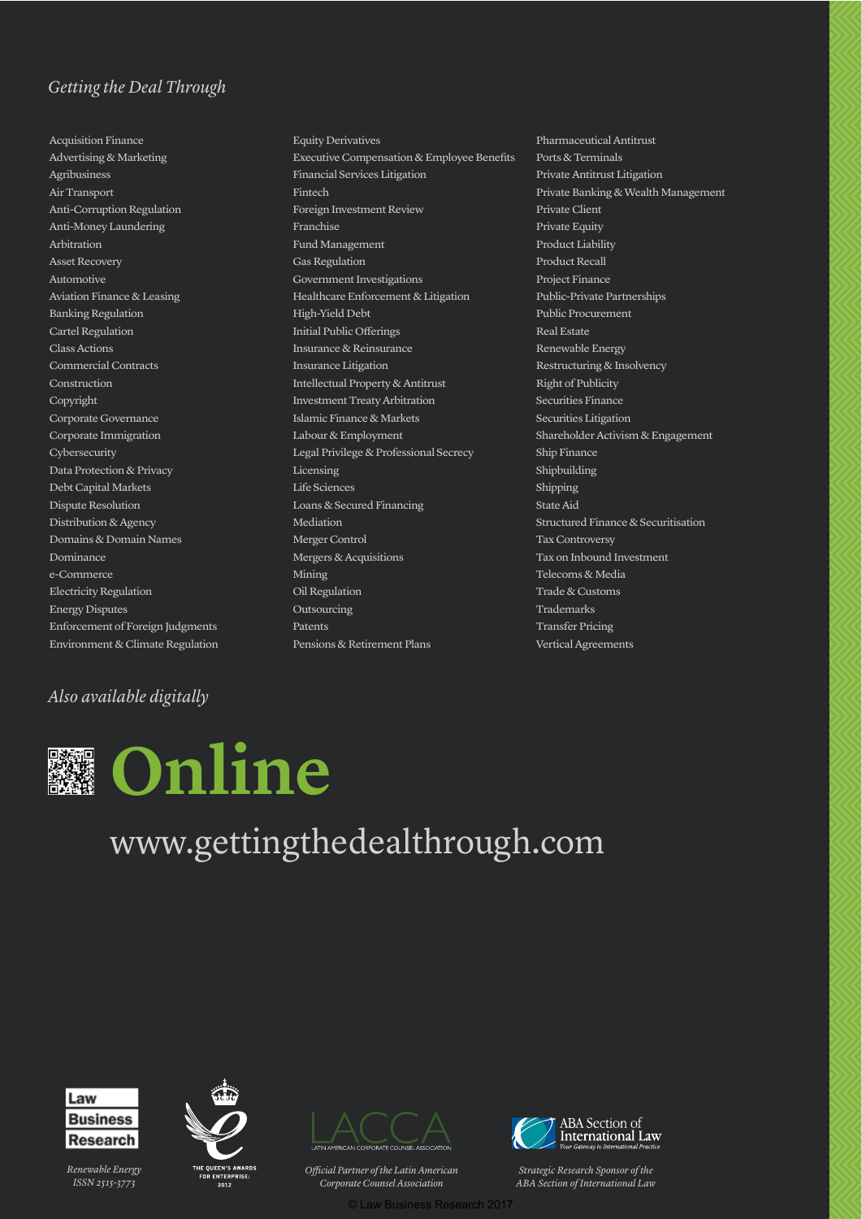*Getting the Deal Through*

Acquisition Finance
Advertising & Marketing
Agribusiness
Air Transport
Anti-Corruption Regulation
Anti-Money Laundering
Arbitration
Asset Recovery
Automotive
Aviation Finance & Leasing
Banking Regulation
Cartel Regulation
Class Actions
Commercial Contracts
Construction
Copyright
Corporate Governance
Corporate Immigration
Cybersecurity
Data Protection & Privacy
Debt Capital Markets
Dispute Resolution
Distribution & Agency
Domains & Domain Names
Dominance
e-Commerce
Electricity Regulation
Energy Disputes
Enforcement of Foreign Judgments
Environment & Climate Regulation
Equity Derivatives
Executive Compensation & Employee Benefits
Financial Services Litigation
Fintech
Foreign Investment Review
Franchise
Fund Management
Gas Regulation
Government Investigations
Healthcare Enforcement & Litigation
High-Yield Debt
Initial Public Offerings
Insurance & Reinsurance
Insurance Litigation
Intellectual Property & Antitrust
Investment Treaty Arbitration
Islamic Finance & Markets
Labour & Employment
Legal Privilege & Professional Secrecy
Licensing
Life Sciences
Loans & Secured Financing
Mediation
Merger Control
Mergers & Acquisitions
Mining
Oil Regulation
Outsourcing
Patents
Pensions & Retirement Plans
Pharmaceutical Antitrust
Ports & Terminals
Private Antitrust Litigation
Private Banking & Wealth Management
Private Client
Private Equity
Product Liability
Product Recall
Project Finance
Public-Private Partnerships
Public Procurement
Real Estate
Renewable Energy
Restructuring & Insolvency
Right of Publicity
Securities Finance
Securities Litigation
Shareholder Activism & Engagement
Ship Finance
Shipbuilding
Shipping
State Aid
Structured Finance & Securitisation
Tax Controversy
Tax on Inbound Investment
Telecoms & Media
Trade & Customs
Trademarks
Transfer Pricing
Vertical Agreements

*Also available digitally*

# Online

www.gettingthedealthrough.com

*Renewable Energy*
*ISSN 2515-3773*

*Official Partner of the Latin American Corporate Counsel Association*

*Strategic Research Sponsor of the ABA Section of International Law*

© Law Business Research 2017